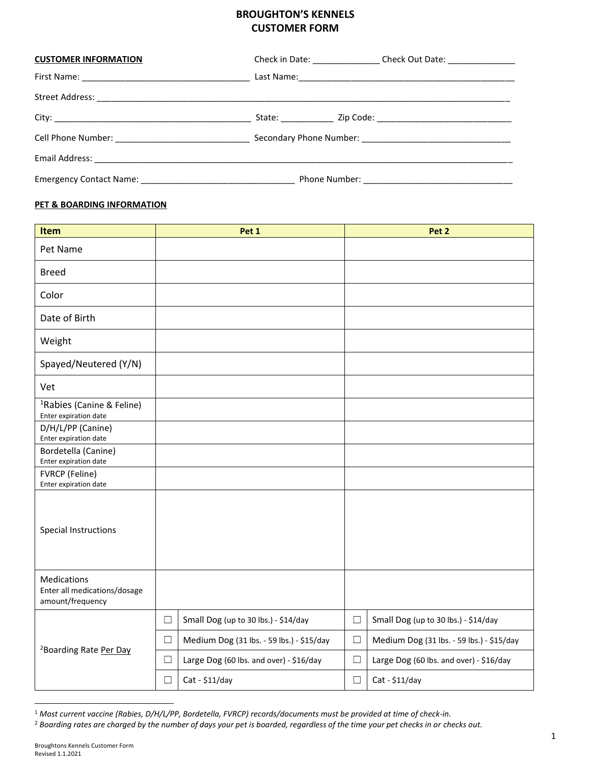# BROUGHTON'S KENNELS
# CUSTOMER FORM

**CUSTOMER INFORMATION** Check in Date: ______________ Check Out Date: ______________

First Name: ___________________________________ Last Name: _______________________________________________

Street Address: ___________________________________________________________________________________________

City: ___________________________________________ State: ___________ Zip Code: _____________________________

Cell Phone Number: ____________________________ Secondary Phone Number: _______________________________

Email Address: ____________________________________________________________________________________________

Emergency Contact Name: ________________________________ Phone Number: ________________________________

**PET & BOARDING INFORMATION**

| Item | Pet 1 | | Pet 2 | |
|---|---|---|---|---|
| Pet Name | | | | |
| Breed | | | | |
| Color | | | | |
| Date of Birth | | | | |
| Weight | | | | |
| Spayed/Neutered (Y/N) | | | | |
| Vet | | | | |
| [1]Rabies (Canine & Feline) Enter expiration date | | | | |
| D/H/L/PP (Canine) Enter expiration date | | | | |
| Bordetella (Canine) Enter expiration date | | | | |
| FVRCP (Feline) Enter expiration date | | | | |
| Special Instructions | | | | |
| Medications Enter all medications/dosage amount/frequency | | | | |
| [2]Boarding Rate Per Day | ☐ | Small Dog (up to 30 lbs.) - $14/day | ☐ | Small Dog (up to 30 lbs.) - $14/day |
| | ☐ | Medium Dog (31 lbs. - 59 lbs.) - $15/day | ☐ | Medium Dog (31 lbs. - 59 lbs.) - $15/day |
| | ☐ | Large Dog (60 lbs. and over) - $16/day | ☐ | Large Dog (60 lbs. and over) - $16/day |
| | ☐ | Cat - $11/day | ☐ | Cat - $11/day |

[1] *Most current vaccine (Rabies, D/H/L/PP, Bordetella, FVRCP) records/documents must be provided at time of check-in.*
[2] *Boarding rates are charged by the number of days your pet is boarded, regardless of the time your pet checks in or checks out.*

Broughtons Kennels Customer Form
Revised 1.1.2021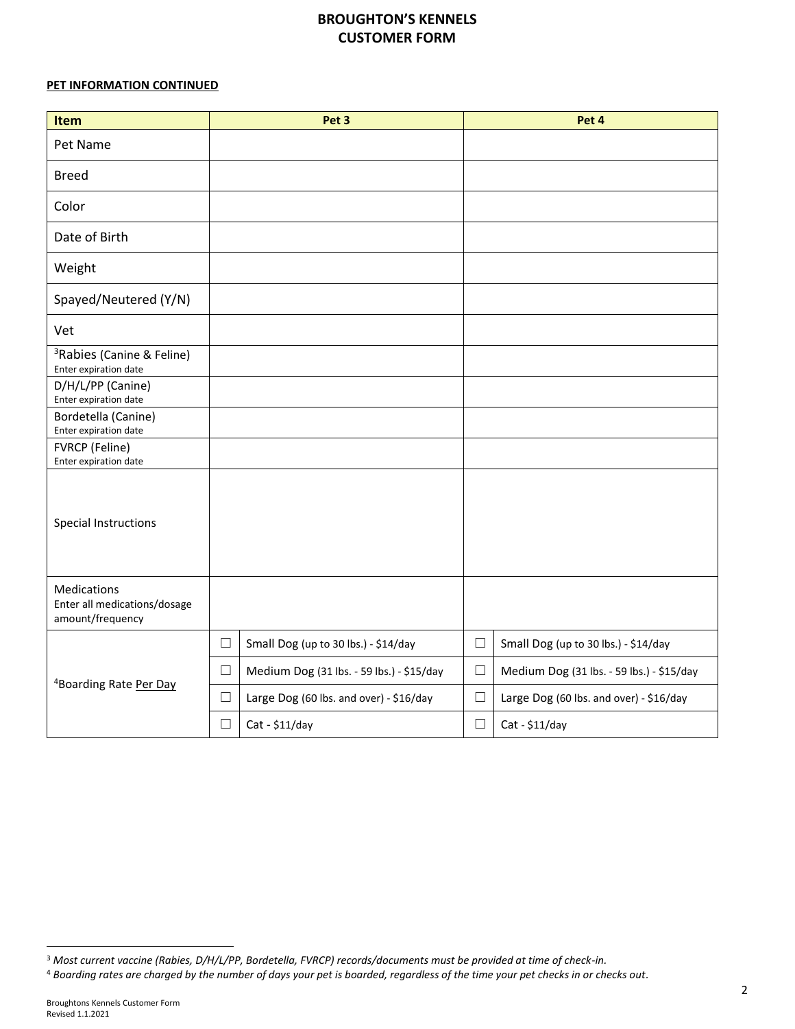## BROUGHTON'S KENNELS
## CUSTOMER FORM

**PET INFORMATION CONTINUED**

| Item | Pet 3 | | Pet 4 | |
|---|---|---|---|---|
| Pet Name | | | | |
| Breed | | | | |
| Color | | | | |
| Date of Birth | | | | |
| Weight | | | | |
| Spayed/Neutered (Y/N) | | | | |
| Vet | | | | |
| [3]Rabies (Canine & Feline) Enter expiration date | | | | |
| D/H/L/PP (Canine) Enter expiration date | | | | |
| Bordetella (Canine) Enter expiration date | | | | |
| FVRCP (Feline) Enter expiration date | | | | |
| Special Instructions | | | | |
| Medications Enter all medications/dosage amount/frequency | | | | |
| [4]Boarding Rate Per Day | ☐ | Small Dog (up to 30 lbs.) - $14/day | ☐ | Small Dog (up to 30 lbs.) - $14/day |
| | ☐ | Medium Dog (31 lbs. - 59 lbs.) - $15/day | ☐ | Medium Dog (31 lbs. - 59 lbs.) - $15/day |
| | ☐ | Large Dog (60 lbs. and over) - $16/day | ☐ | Large Dog (60 lbs. and over) - $16/day |
| | ☐ | Cat - $11/day | ☐ | Cat - $11/day |

[3] *Most current vaccine (Rabies, D/H/L/PP, Bordetella, FVRCP) records/documents must be provided at time of check-in.*

[4] *Boarding rates are charged by the number of days your pet is boarded, regardless of the time your pet checks in or checks out.*